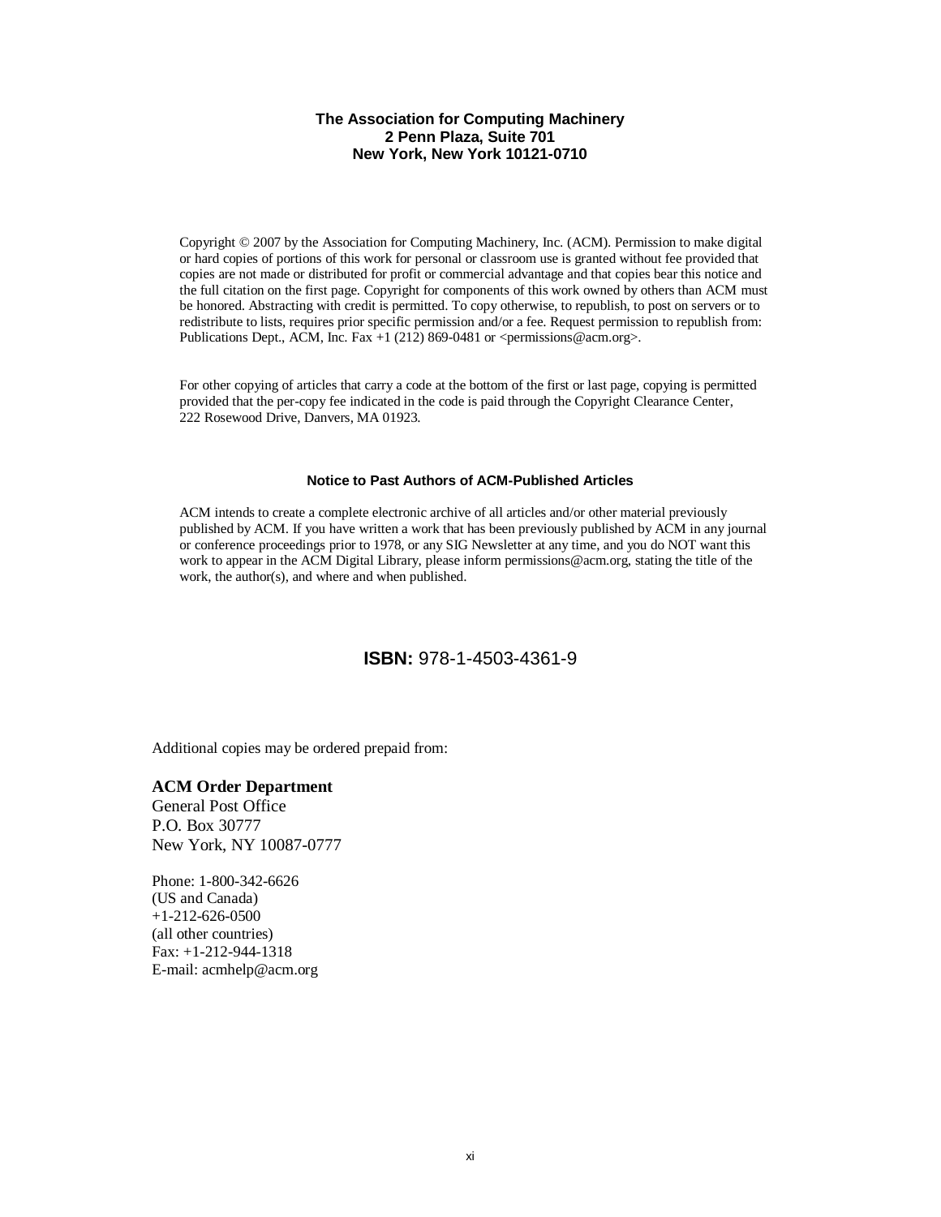**The Association for Computing Machinery**
**2 Penn Plaza, Suite 701**
**New York, New York 10121-0710**

Copyright © 2007 by the Association for Computing Machinery, Inc. (ACM). Permission to make digital or hard copies of portions of this work for personal or classroom use is granted without fee provided that copies are not made or distributed for profit or commercial advantage and that copies bear this notice and the full citation on the first page. Copyright for components of this work owned by others than ACM must be honored. Abstracting with credit is permitted. To copy otherwise, to republish, to post on servers or to redistribute to lists, requires prior specific permission and/or a fee. Request permission to republish from: Publications Dept., ACM, Inc. Fax +1 (212) 869-0481 or <permissions@acm.org>.

For other copying of articles that carry a code at the bottom of the first or last page, copying is permitted provided that the per-copy fee indicated in the code is paid through the Copyright Clearance Center, 222 Rosewood Drive, Danvers, MA 01923.

**Notice to Past Authors of ACM-Published Articles**

ACM intends to create a complete electronic archive of all articles and/or other material previously published by ACM. If you have written a work that has been previously published by ACM in any journal or conference proceedings prior to 1978, or any SIG Newsletter at any time, and you do NOT want this work to appear in the ACM Digital Library, please inform permissions@acm.org, stating the title of the work, the author(s), and where and when published.

**ISBN:** 978-1-4503-4361-9

Additional copies may be ordered prepaid from:

**ACM Order Department**
General Post Office
P.O. Box 30777
New York, NY 10087-0777

Phone: 1-800-342-6626
(US and Canada)
+1-212-626-0500
(all other countries)
Fax: +1-212-944-1318
E-mail: acmhelp@acm.org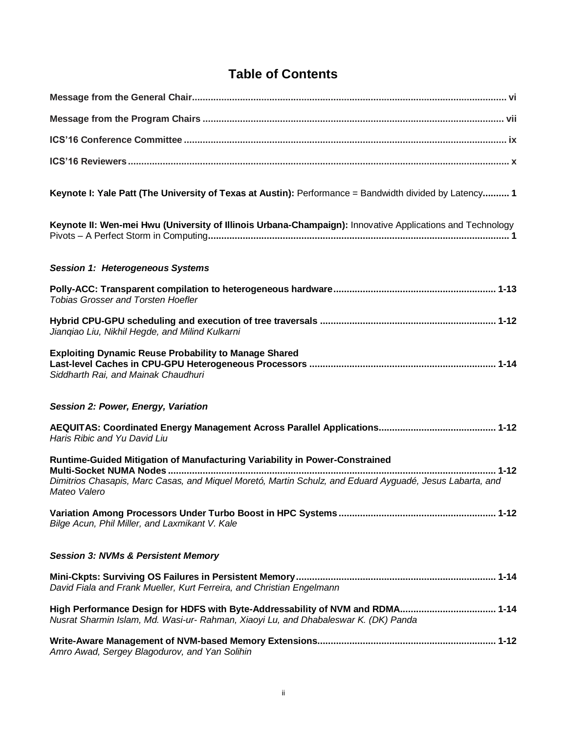# Table of Contents

**Message from the General Chair** ..... vi

**Message from the Program Chairs** ..... vii

**ICS'16 Conference Committee** ..... ix

**ICS'16 Reviewers** ..... x

**Keynote I: Yale Patt (The University of Texas at Austin):** Performance = Bandwidth divided by Latency ..... 1

**Keynote II: Wen-mei Hwu (University of Illinois Urbana-Champaign):** Innovative Applications and Technology Pivots – A Perfect Storm in Computing ..... 1

***Session 1: Heterogeneous Systems***

**Polly-ACC: Transparent compilation to heterogeneous hardware** ..... 1-13
*Tobias Grosser and Torsten Hoefler*

**Hybrid CPU-GPU scheduling and execution of tree traversals** ..... 1-12
*Jianqiao Liu, Nikhil Hegde, and Milind Kulkarni*

**Exploiting Dynamic Reuse Probability to Manage Shared Last-level Caches in CPU-GPU Heterogeneous Processors** ..... 1-14
*Siddharth Rai, and Mainak Chaudhuri*

***Session 2: Power, Energy, Variation***

**AEQUITAS: Coordinated Energy Management Across Parallel Applications** ..... 1-12
*Haris Ribic and Yu David Liu*

**Runtime-Guided Mitigation of Manufacturing Variability in Power-Constrained Multi-Socket NUMA Nodes** ..... 1-12
*Dimitrios Chasapis, Marc Casas, and Miquel Moretó, Martin Schulz, and Eduard Ayguadé, Jesus Labarta, and Mateo Valero*

**Variation Among Processors Under Turbo Boost in HPC Systems** ..... 1-12
*Bilge Acun, Phil Miller, and Laxmikant V. Kale*

***Session 3: NVMs & Persistent Memory***

**Mini-Ckpts: Surviving OS Failures in Persistent Memory** ..... 1-14
*David Fiala and Frank Mueller, Kurt Ferreira, and Christian Engelmann*

**High Performance Design for HDFS with Byte-Addressability of NVM and RDMA** ..... 1-14
*Nusrat Sharmin Islam, Md. Wasi-ur- Rahman, Xiaoyi Lu, and Dhabaleswar K. (DK) Panda*

**Write-Aware Management of NVM-based Memory Extensions** ..... 1-12
*Amro Awad, Sergey Blagodurov, and Yan Solihin*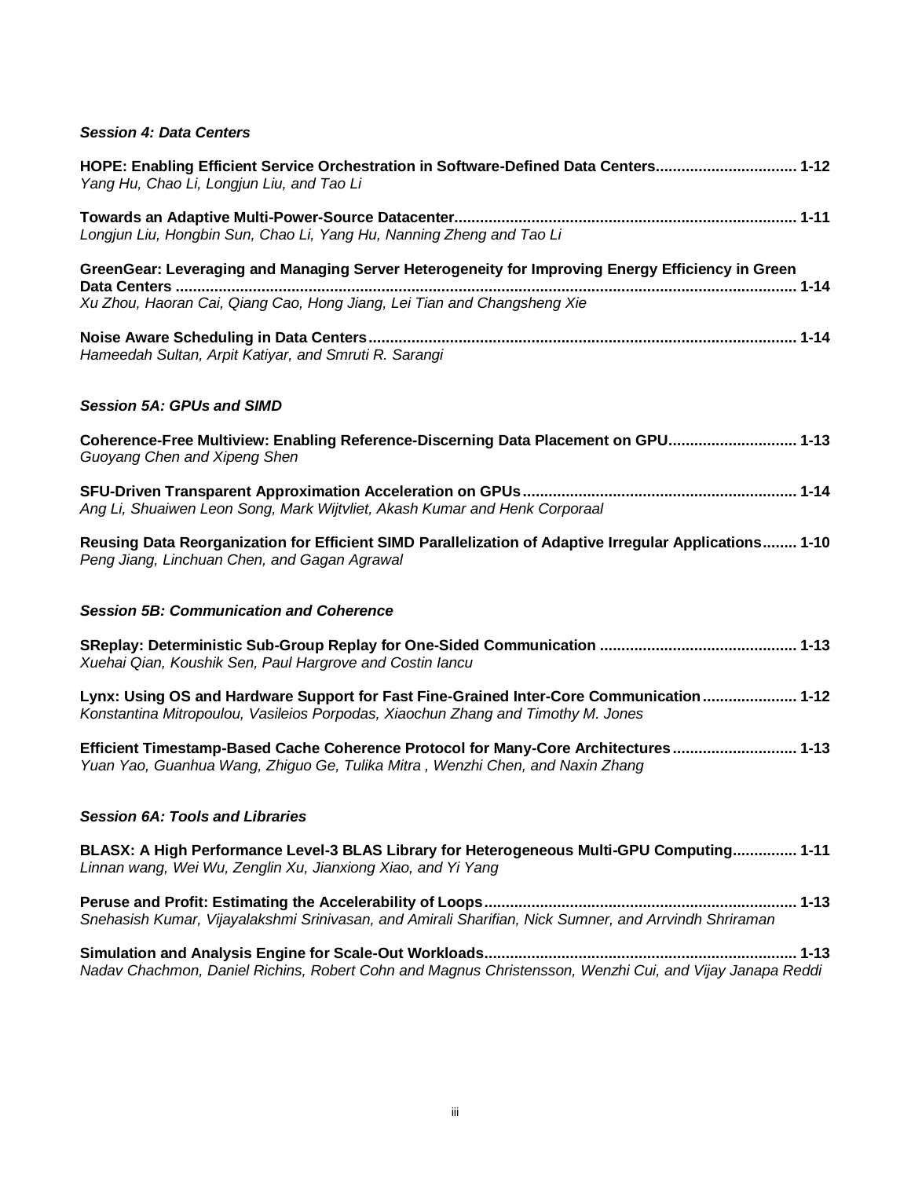### *Session 4: Data Centers*

**HOPE: Enabling Efficient Service Orchestration in Software-Defined Data Centers................................ 1-12**
*Yang Hu, Chao Li, Longjun Liu, and Tao Li*

**Towards an Adaptive Multi-Power-Source Datacenter............................................................................... 1-11**
*Longjun Liu, Hongbin Sun, Chao Li, Yang Hu, Nanning Zheng and Tao Li*

**GreenGear: Leveraging and Managing Server Heterogeneity for Improving Energy Efficiency in Green Data Centers ............................................................................................................................................... 1-14**
*Xu Zhou, Haoran Cai, Qiang Cao, Hong Jiang, Lei Tian and Changsheng Xie*

**Noise Aware Scheduling in Data Centers.................................................................................................... 1-14**
*Hameedah Sultan, Arpit Katiyar, and Smruti R. Sarangi*

### *Session 5A: GPUs and SIMD*

**Coherence-Free Multiview: Enabling Reference-Discerning Data Placement on GPU............................. 1-13**
*Guoyang Chen and Xipeng Shen*

**SFU-Driven Transparent Approximation Acceleration on GPUs................................................................ 1-14**
*Ang Li, Shuaiwen Leon Song, Mark Wijtvliet, Akash Kumar and Henk Corporaal*

**Reusing Data Reorganization for Efficient SIMD Parallelization of Adaptive Irregular Applications........ 1-10**
*Peng Jiang, Linchuan Chen, and Gagan Agrawal*

### *Session 5B: Communication and Coherence*

**SReplay: Deterministic Sub-Group Replay for One-Sided Communication .............................................. 1-13**
*Xuehai Qian, Koushik Sen, Paul Hargrove and Costin Iancu*

**Lynx: Using OS and Hardware Support for Fast Fine-Grained Inter-Core Communication...................... 1-12**
*Konstantina Mitropoulou, Vasileios Porpodas, Xiaochun Zhang and Timothy M. Jones*

**Efficient Timestamp-Based Cache Coherence Protocol for Many-Core Architectures............................ 1-13**
*Yuan Yao, Guanhua Wang, Zhiguo Ge, Tulika Mitra , Wenzhi Chen, and Naxin Zhang*

### *Session 6A: Tools and Libraries*

**BLASX: A High Performance Level-3 BLAS Library for Heterogeneous Multi-GPU Computing............... 1-11**
*Linnan wang, Wei Wu, Zenglin Xu, Jianxiong Xiao, and Yi Yang*

**Peruse and Profit: Estimating the Accelerability of Loops........................................................................ 1-13**
*Snehasish Kumar, Vijayalakshmi Srinivasan, and Amirali Sharifian, Nick Sumner, and Arrvindh Shriraman*

**Simulation and Analysis Engine for Scale-Out Workloads........................................................................ 1-13**
*Nadav Chachmon, Daniel Richins, Robert Cohn and Magnus Christensson, Wenzhi Cui, and Vijay Janapa Reddi*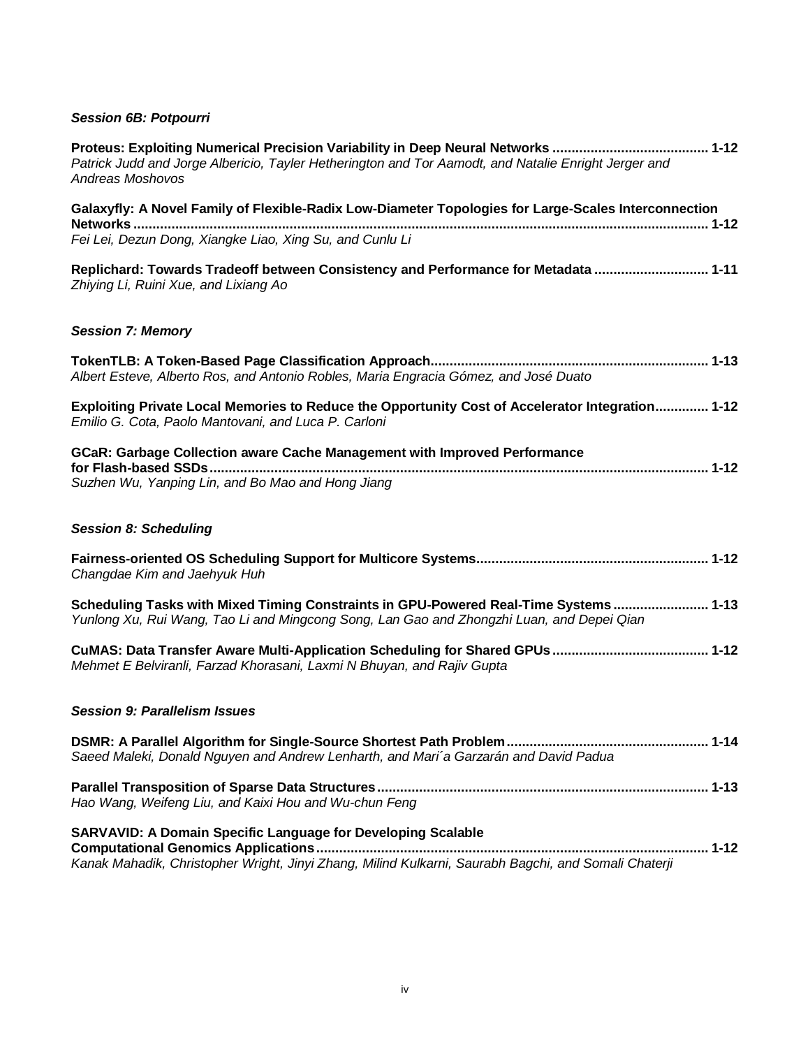### *Session 6B: Potpourri*

**Proteus: Exploiting Numerical Precision Variability in Deep Neural Networks ........................................ 1-12**
*Patrick Judd and Jorge Albericio, Tayler Hetherington and Tor Aamodt, and Natalie Enright Jerger and Andreas Moshovos*

**Galaxyfly: A Novel Family of Flexible-Radix Low-Diameter Topologies for Large-Scales Interconnection Networks ...................................................................................................................................... 1-12**
*Fei Lei, Dezun Dong, Xiangke Liao, Xing Su, and Cunlu Li*

**Replichard: Towards Tradeoff between Consistency and Performance for Metadata ............................. 1-11**
*Zhiying Li, Ruini Xue, and Lixiang Ao*

### *Session 7: Memory*

**TokenTLB: A Token-Based Page Classification Approach........................................................................ 1-13**
*Albert Esteve, Alberto Ros, and Antonio Robles, Maria Engracia Gómez, and José Duato*

**Exploiting Private Local Memories to Reduce the Opportunity Cost of Accelerator Integration............. 1-12**
*Emilio G. Cota, Paolo Mantovani, and Luca P. Carloni*

**GCaR: Garbage Collection aware Cache Management with Improved Performance for Flash-based SSDs.................................................................................................................................. 1-12**
*Suzhen Wu, Yanping Lin, and Bo Mao and Hong Jiang*

### *Session 8: Scheduling*

**Fairness-oriented OS Scheduling Support for Multicore Systems............................................................ 1-12**
*Changdae Kim and Jaehyuk Huh*

**Scheduling Tasks with Mixed Timing Constraints in GPU-Powered Real-Time Systems ........................ 1-13**
*Yunlong Xu, Rui Wang, Tao Li and Mingcong Song, Lan Gao and Zhongzhi Luan, and Depei Qian*

**CuMAS: Data Transfer Aware Multi-Application Scheduling for Shared GPUs ......................................... 1-12**
*Mehmet E Belviranli, Farzad Khorasani, Laxmi N Bhuyan, and Rajiv Gupta*

### *Session 9: Parallelism Issues*

**DSMR: A Parallel Algorithm for Single-Source Shortest Path Problem.................................................... 1-14**
*Saeed Maleki, Donald Nguyen and Andrew Lenharth, and Mari´a Garzarán and David Padua*

**Parallel Transposition of Sparse Data Structures....................................................................................... 1-13**
*Hao Wang, Weifeng Liu, and Kaixi Hou and Wu-chun Feng*

**SARVAVID: A Domain Specific Language for Developing Scalable Computational Genomics Applications...................................................................................................... 1-12**
*Kanak Mahadik, Christopher Wright, Jinyi Zhang, Milind Kulkarni, Saurabh Bagchi, and Somali Chaterji*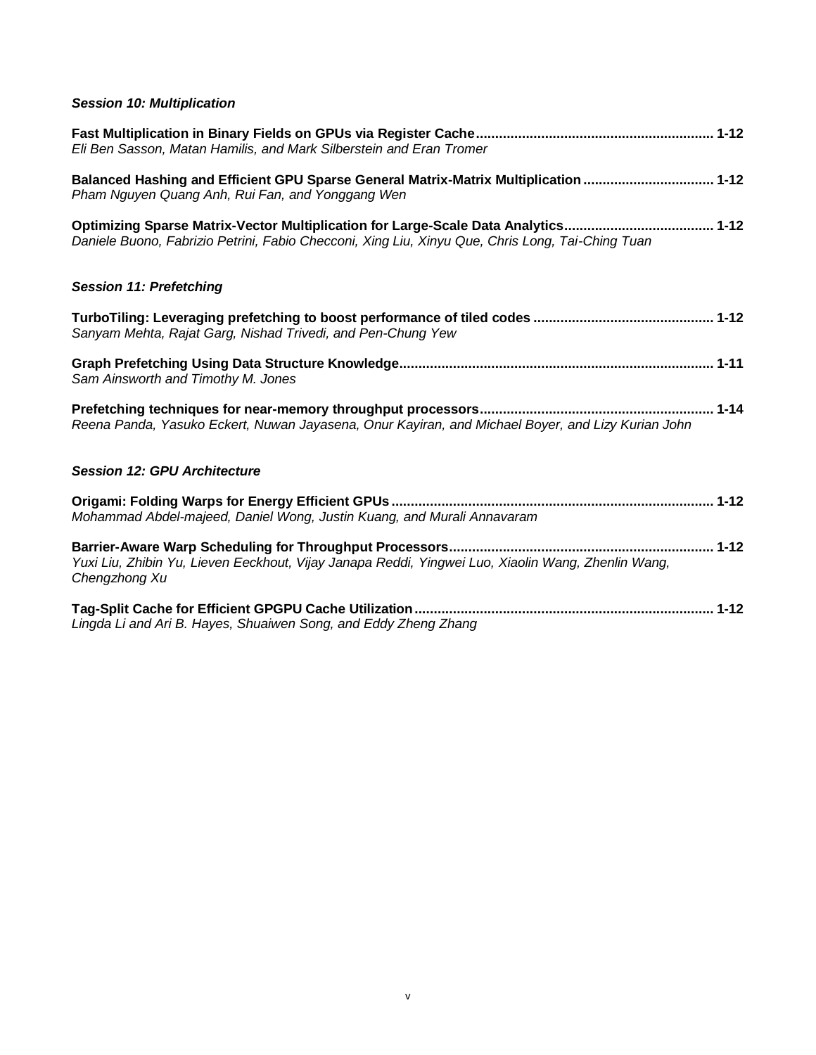***Session 10: Multiplication***

**Fast Multiplication in Binary Fields on GPUs via Register Cache**............................................................. 1-12
*Eli Ben Sasson, Matan Hamilis, and Mark Silberstein and Eran Tromer*

**Balanced Hashing and Efficient GPU Sparse General Matrix-Matrix Multiplication**................................. 1-12
*Pham Nguyen Quang Anh, Rui Fan, and Yonggang Wen*

**Optimizing Sparse Matrix-Vector Multiplication for Large-Scale Data Analytics**...................................... 1-12
*Daniele Buono, Fabrizio Petrini, Fabio Checconi, Xing Liu, Xinyu Que, Chris Long, Tai-Ching Tuan*

***Session 11: Prefetching***

**TurboTiling: Leveraging prefetching to boost performance of tiled codes** .............................................. 1-12
*Sanyam Mehta, Rajat Garg, Nishad Trivedi, and Pen-Chung Yew*

**Graph Prefetching Using Data Structure Knowledge**................................................................................. 1-11
*Sam Ainsworth and Timothy M. Jones*

**Prefetching techniques for near-memory throughput processors**............................................................ 1-14
*Reena Panda, Yasuko Eckert, Nuwan Jayasena, Onur Kayiran, and Michael Boyer, and Lizy Kurian John*

***Session 12: GPU Architecture***

**Origami: Folding Warps for Energy Efficient GPUs**................................................................................... 1-12
*Mohammad Abdel-majeed, Daniel Wong, Justin Kuang, and Murali Annavaram*

**Barrier-Aware Warp Scheduling for Throughput Processors**.................................................................... 1-12
*Yuxi Liu, Zhibin Yu, Lieven Eeckhout, Vijay Janapa Reddi, Yingwei Luo, Xiaolin Wang, Zhenlin Wang, Chengzhong Xu*

**Tag-Split Cache for Efficient GPGPU Cache Utilization**............................................................................. 1-12
*Lingda Li and Ari B. Hayes, Shuaiwen Song, and Eddy Zheng Zhang*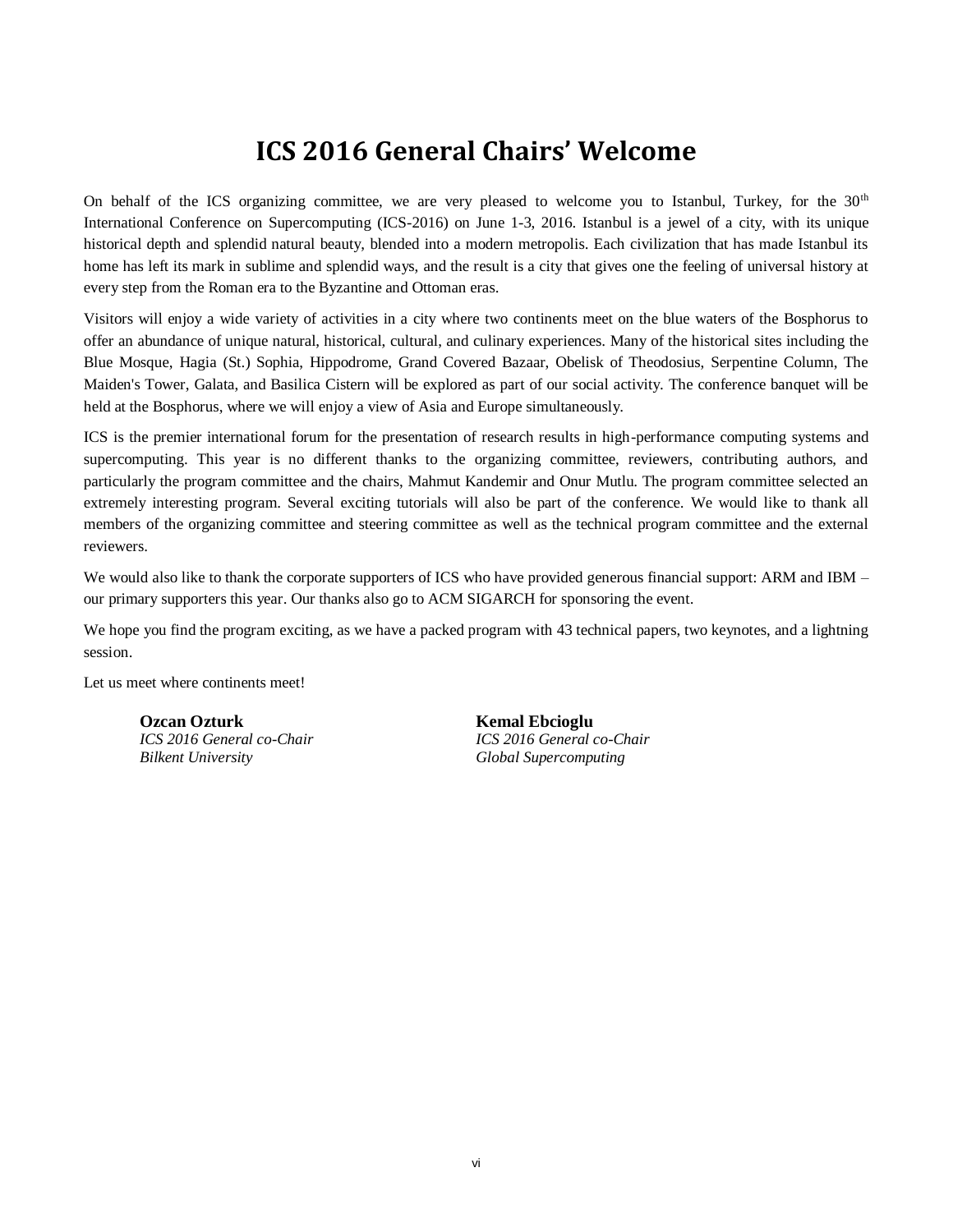# ICS 2016 General Chairs' Welcome

On behalf of the ICS organizing committee, we are very pleased to welcome you to Istanbul, Turkey, for the 30th International Conference on Supercomputing (ICS-2016) on June 1-3, 2016. Istanbul is a jewel of a city, with its unique historical depth and splendid natural beauty, blended into a modern metropolis. Each civilization that has made Istanbul its home has left its mark in sublime and splendid ways, and the result is a city that gives one the feeling of universal history at every step from the Roman era to the Byzantine and Ottoman eras.

Visitors will enjoy a wide variety of activities in a city where two continents meet on the blue waters of the Bosphorus to offer an abundance of unique natural, historical, cultural, and culinary experiences. Many of the historical sites including the Blue Mosque, Hagia (St.) Sophia, Hippodrome, Grand Covered Bazaar, Obelisk of Theodosius, Serpentine Column, The Maiden's Tower, Galata, and Basilica Cistern will be explored as part of our social activity. The conference banquet will be held at the Bosphorus, where we will enjoy a view of Asia and Europe simultaneously.

ICS is the premier international forum for the presentation of research results in high-performance computing systems and supercomputing. This year is no different thanks to the organizing committee, reviewers, contributing authors, and particularly the program committee and the chairs, Mahmut Kandemir and Onur Mutlu. The program committee selected an extremely interesting program. Several exciting tutorials will also be part of the conference. We would like to thank all members of the organizing committee and steering committee as well as the technical program committee and the external reviewers.

We would also like to thank the corporate supporters of ICS who have provided generous financial support: ARM and IBM – our primary supporters this year. Our thanks also go to ACM SIGARCH for sponsoring the event.

We hope you find the program exciting, as we have a packed program with 43 technical papers, two keynotes, and a lightning session.

Let us meet where continents meet!

**Ozcan Ozturk**
*ICS 2016 General co-Chair*
*Bilkent University*

**Kemal Ebcioglu**
*ICS 2016 General co-Chair*
*Global Supercomputing*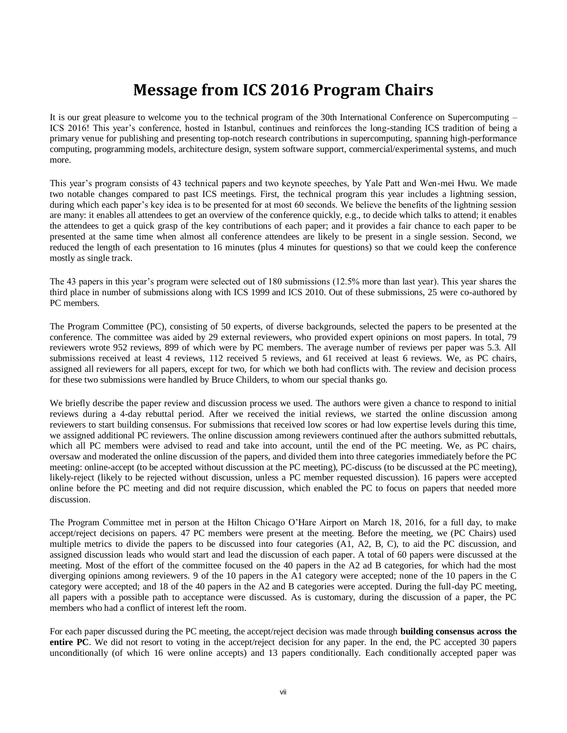# Message from ICS 2016 Program Chairs

It is our great pleasure to welcome you to the technical program of the 30th International Conference on Supercomputing – ICS 2016! This year's conference, hosted in Istanbul, continues and reinforces the long-standing ICS tradition of being a primary venue for publishing and presenting top-notch research contributions in supercomputing, spanning high-performance computing, programming models, architecture design, system software support, commercial/experimental systems, and much more.

This year's program consists of 43 technical papers and two keynote speeches, by Yale Patt and Wen-mei Hwu. We made two notable changes compared to past ICS meetings. First, the technical program this year includes a lightning session, during which each paper's key idea is to be presented for at most 60 seconds. We believe the benefits of the lightning session are many: it enables all attendees to get an overview of the conference quickly, e.g., to decide which talks to attend; it enables the attendees to get a quick grasp of the key contributions of each paper; and it provides a fair chance to each paper to be presented at the same time when almost all conference attendees are likely to be present in a single session. Second, we reduced the length of each presentation to 16 minutes (plus 4 minutes for questions) so that we could keep the conference mostly as single track.

The 43 papers in this year's program were selected out of 180 submissions (12.5% more than last year). This year shares the third place in number of submissions along with ICS 1999 and ICS 2010. Out of these submissions, 25 were co-authored by PC members.

The Program Committee (PC), consisting of 50 experts, of diverse backgrounds, selected the papers to be presented at the conference. The committee was aided by 29 external reviewers, who provided expert opinions on most papers. In total, 79 reviewers wrote 952 reviews, 899 of which were by PC members. The average number of reviews per paper was 5.3. All submissions received at least 4 reviews, 112 received 5 reviews, and 61 received at least 6 reviews. We, as PC chairs, assigned all reviewers for all papers, except for two, for which we both had conflicts with. The review and decision process for these two submissions were handled by Bruce Childers, to whom our special thanks go.

We briefly describe the paper review and discussion process we used. The authors were given a chance to respond to initial reviews during a 4-day rebuttal period. After we received the initial reviews, we started the online discussion among reviewers to start building consensus. For submissions that received low scores or had low expertise levels during this time, we assigned additional PC reviewers. The online discussion among reviewers continued after the authors submitted rebuttals, which all PC members were advised to read and take into account, until the end of the PC meeting. We, as PC chairs, oversaw and moderated the online discussion of the papers, and divided them into three categories immediately before the PC meeting: online-accept (to be accepted without discussion at the PC meeting), PC-discuss (to be discussed at the PC meeting), likely-reject (likely to be rejected without discussion, unless a PC member requested discussion). 16 papers were accepted online before the PC meeting and did not require discussion, which enabled the PC to focus on papers that needed more discussion.

The Program Committee met in person at the Hilton Chicago O'Hare Airport on March 18, 2016, for a full day, to make accept/reject decisions on papers. 47 PC members were present at the meeting. Before the meeting, we (PC Chairs) used multiple metrics to divide the papers to be discussed into four categories (A1, A2, B, C), to aid the PC discussion, and assigned discussion leads who would start and lead the discussion of each paper. A total of 60 papers were discussed at the meeting. Most of the effort of the committee focused on the 40 papers in the A2 ad B categories, for which had the most diverging opinions among reviewers. 9 of the 10 papers in the A1 category were accepted; none of the 10 papers in the C category were accepted; and 18 of the 40 papers in the A2 and B categories were accepted. During the full-day PC meeting, all papers with a possible path to acceptance were discussed. As is customary, during the discussion of a paper, the PC members who had a conflict of interest left the room.

For each paper discussed during the PC meeting, the accept/reject decision was made through **building consensus across the entire PC**. We did not resort to voting in the accept/reject decision for any paper. In the end, the PC accepted 30 papers unconditionally (of which 16 were online accepts) and 13 papers conditionally. Each conditionally accepted paper was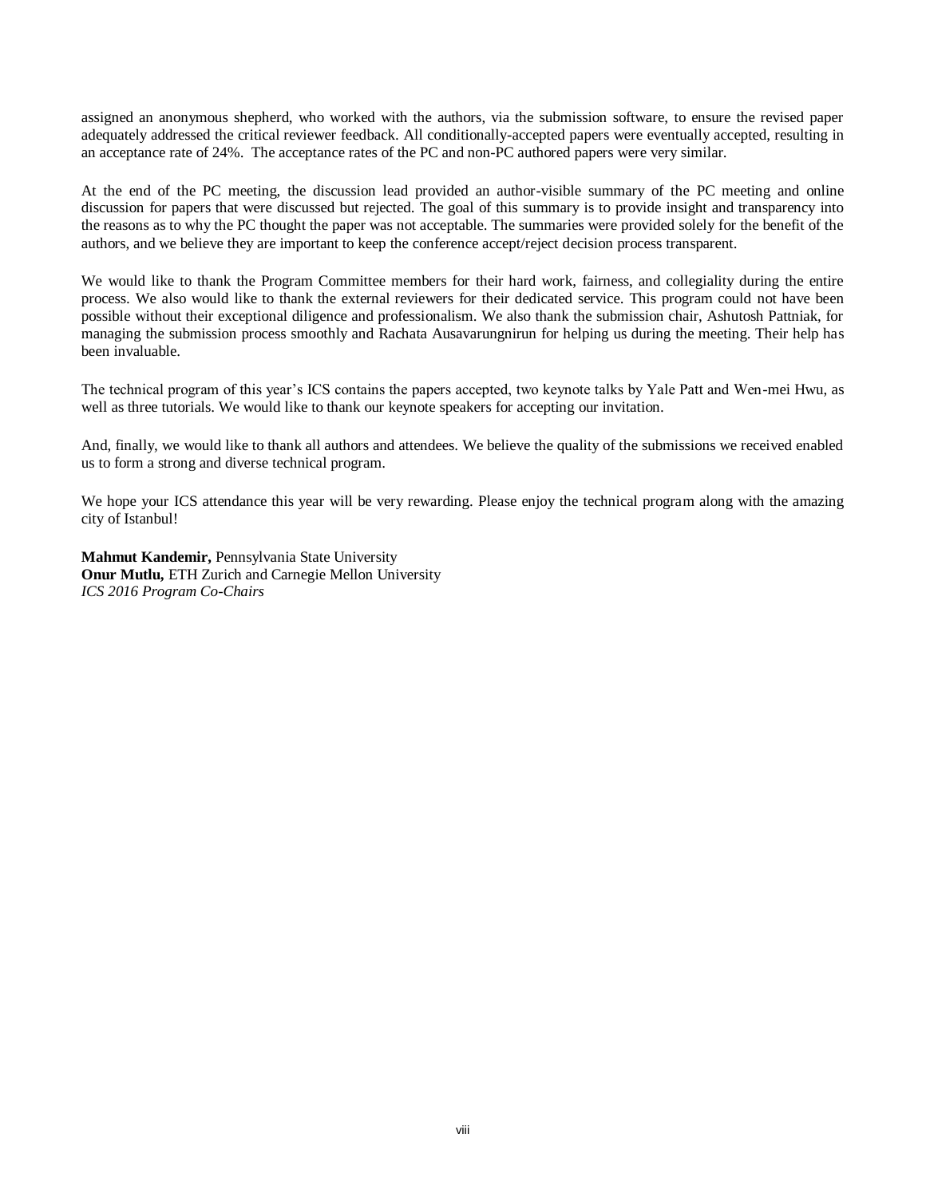assigned an anonymous shepherd, who worked with the authors, via the submission software, to ensure the revised paper adequately addressed the critical reviewer feedback. All conditionally-accepted papers were eventually accepted, resulting in an acceptance rate of 24%. The acceptance rates of the PC and non-PC authored papers were very similar.

At the end of the PC meeting, the discussion lead provided an author-visible summary of the PC meeting and online discussion for papers that were discussed but rejected. The goal of this summary is to provide insight and transparency into the reasons as to why the PC thought the paper was not acceptable. The summaries were provided solely for the benefit of the authors, and we believe they are important to keep the conference accept/reject decision process transparent.

We would like to thank the Program Committee members for their hard work, fairness, and collegiality during the entire process. We also would like to thank the external reviewers for their dedicated service. This program could not have been possible without their exceptional diligence and professionalism. We also thank the submission chair, Ashutosh Pattniak, for managing the submission process smoothly and Rachata Ausavarungnirun for helping us during the meeting. Their help has been invaluable.

The technical program of this year's ICS contains the papers accepted, two keynote talks by Yale Patt and Wen-mei Hwu, as well as three tutorials. We would like to thank our keynote speakers for accepting our invitation.

And, finally, we would like to thank all authors and attendees. We believe the quality of the submissions we received enabled us to form a strong and diverse technical program.

We hope your ICS attendance this year will be very rewarding. Please enjoy the technical program along with the amazing city of Istanbul!

**Mahmut Kandemir,** Pennsylvania State University
**Onur Mutlu,** ETH Zurich and Carnegie Mellon University
*ICS 2016 Program Co-Chairs*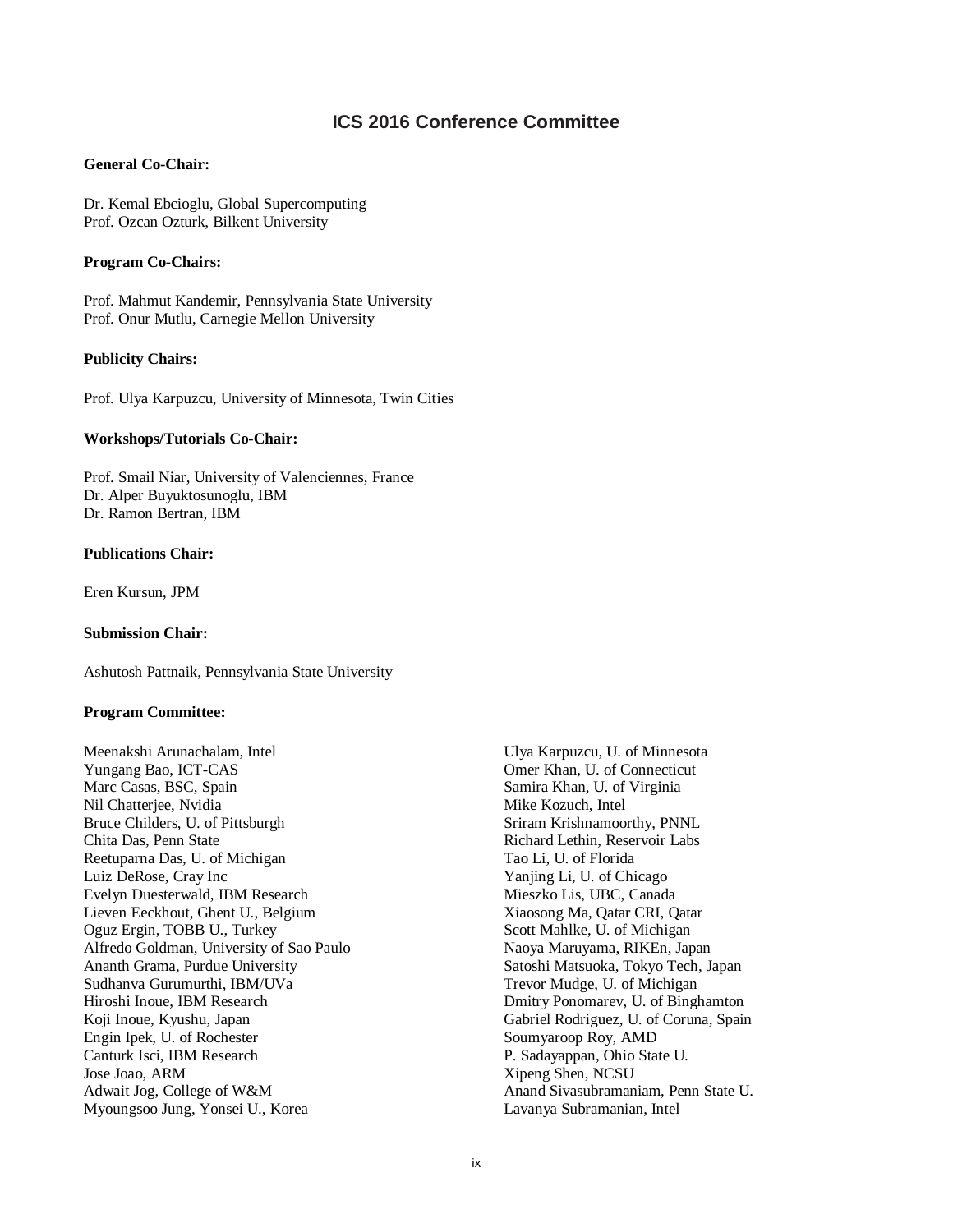# ICS 2016 Conference Committee

**General Co-Chair:**

Dr. Kemal Ebcioglu, Global Supercomputing
Prof. Ozcan Ozturk, Bilkent University

**Program Co-Chairs:**

Prof. Mahmut Kandemir, Pennsylvania State University
Prof. Onur Mutlu, Carnegie Mellon University

**Publicity Chairs:**

Prof. Ulya Karpuzcu, University of Minnesota, Twin Cities

**Workshops/Tutorials Co-Chair:**

Prof. Smail Niar, University of Valenciennes, France
Dr. Alper Buyuktosunoglu, IBM
Dr. Ramon Bertran, IBM

**Publications Chair:**

Eren Kursun, JPM

**Submission Chair:**

Ashutosh Pattnaik, Pennsylvania State University

**Program Committee:**

Meenakshi Arunachalam, Intel
Yungang Bao, ICT-CAS
Marc Casas, BSC, Spain
Nil Chatterjee, Nvidia
Bruce Childers, U. of Pittsburgh
Chita Das, Penn State
Reetuparna Das, U. of Michigan
Luiz DeRose, Cray Inc
Evelyn Duesterwald, IBM Research
Lieven Eeckhout, Ghent U., Belgium
Oguz Ergin, TOBB U., Turkey
Alfredo Goldman, University of Sao Paulo
Ananth Grama, Purdue University
Sudhanva Gurumurthi, IBM/UVa
Hiroshi Inoue, IBM Research
Koji Inoue, Kyushu, Japan
Engin Ipek, U. of Rochester
Canturk Isci, IBM Research
Jose Joao, ARM
Adwait Jog, College of W&M
Myoungsoo Jung, Yonsei U., Korea
Ulya Karpuzcu, U. of Minnesota
Omer Khan, U. of Connecticut
Samira Khan, U. of Virginia
Mike Kozuch, Intel
Sriram Krishnamoorthy, PNNL
Richard Lethin, Reservoir Labs
Tao Li, U. of Florida
Yanjing Li, U. of Chicago
Mieszko Lis, UBC, Canada
Xiaosong Ma, Qatar CRI, Qatar
Scott Mahlke, U. of Michigan
Naoya Maruyama, RIKEn, Japan
Satoshi Matsuoka, Tokyo Tech, Japan
Trevor Mudge, U. of Michigan
Dmitry Ponomarev, U. of Binghamton
Gabriel Rodriguez, U. of Coruna, Spain
Soumyaroop Roy, AMD
P. Sadayappan, Ohio State U.
Xipeng Shen, NCSU
Anand Sivasubramaniam, Penn State U.
Lavanya Subramanian, Intel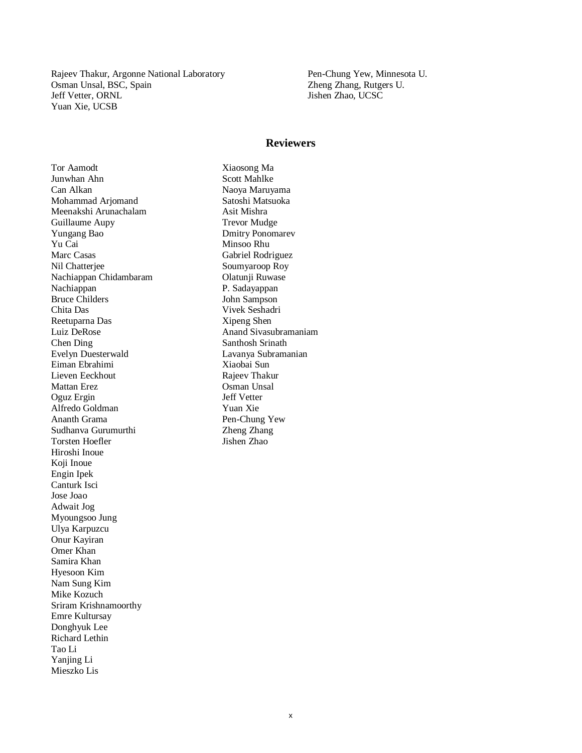Rajeev Thakur, Argonne National Laboratory
Osman Unsal, BSC, Spain
Jeff Vetter, ORNL
Yuan Xie, UCSB
Pen-Chung Yew, Minnesota U.
Zheng Zhang, Rutgers U.
Jishen Zhao, UCSC

## Reviewers

Tor Aamodt
Junwhan Ahn
Can Alkan
Mohammad Arjomand
Meenakshi Arunachalam
Guillaume Aupy
Yungang Bao
Yu Cai
Marc Casas
Nil Chatterjee
Nachiappan Chidambaram
Nachiappan
Bruce Childers
Chita Das
Reetuparna Das
Luiz DeRose
Chen Ding
Evelyn Duesterwald
Eiman Ebrahimi
Lieven Eeckhout
Mattan Erez
Oguz Ergin
Alfredo Goldman
Ananth Grama
Sudhanva Gurumurthi
Torsten Hoefler
Hiroshi Inoue
Koji Inoue
Engin Ipek
Canturk Isci
Jose Joao
Adwait Jog
Myoungsoo Jung
Ulya Karpuzcu
Onur Kayiran
Omer Khan
Samira Khan
Hyesoon Kim
Nam Sung Kim
Mike Kozuch
Sriram Krishnamoorthy
Emre Kultursay
Donghyuk Lee
Richard Lethin
Tao Li
Yanjing Li
Mieszko Lis
Xiaosong Ma
Scott Mahlke
Naoya Maruyama
Satoshi Matsuoka
Asit Mishra
Trevor Mudge
Dmitry Ponomarev
Minsoo Rhu
Gabriel Rodriguez
Soumyaroop Roy
Olatunji Ruwase
P. Sadayappan
John Sampson
Vivek Seshadri
Xipeng Shen
Anand Sivasubramaniam
Santhosh Srinath
Lavanya Subramanian
Xiaobai Sun
Rajeev Thakur
Osman Unsal
Jeff Vetter
Yuan Xie
Pen-Chung Yew
Zheng Zhang
Jishen Zhao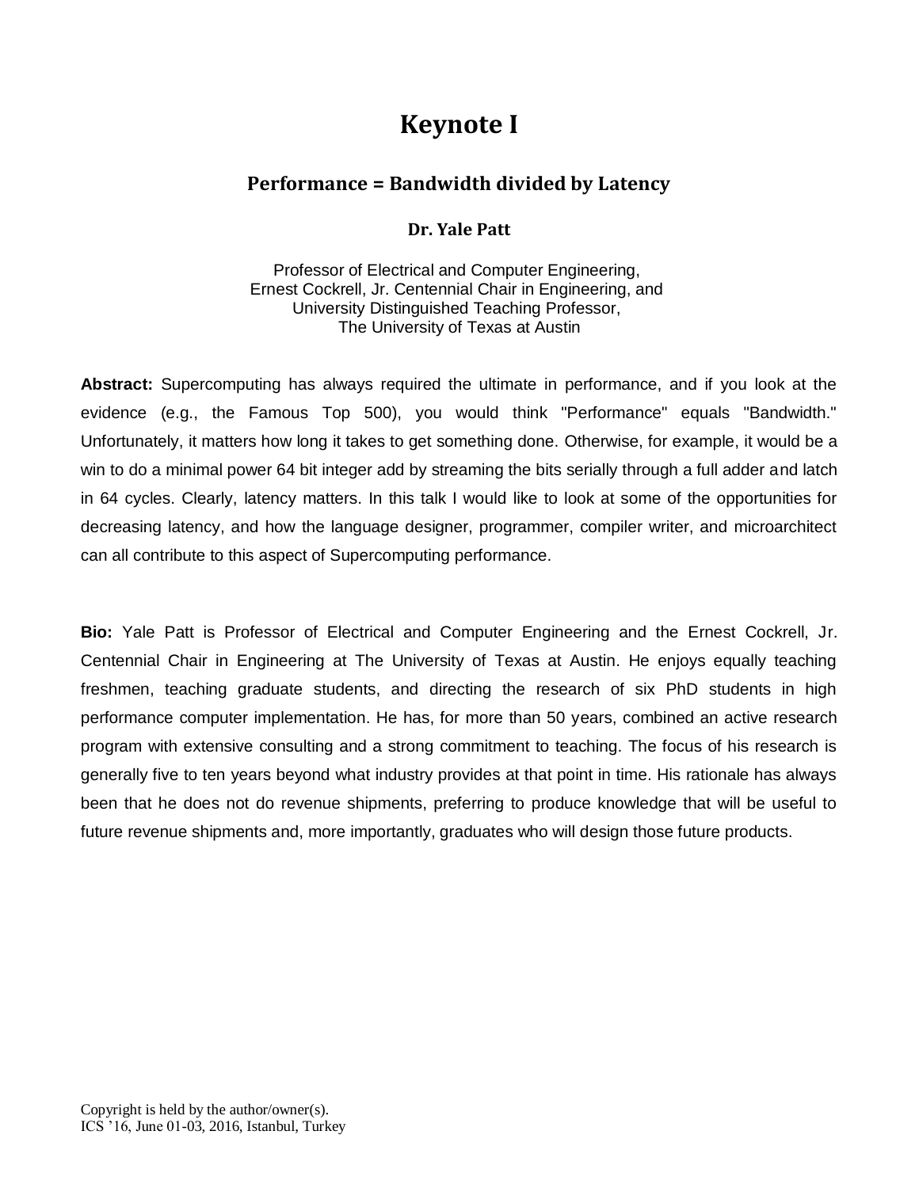# Keynote I

## Performance = Bandwidth divided by Latency

### Dr. Yale Patt

Professor of Electrical and Computer Engineering,
Ernest Cockrell, Jr. Centennial Chair in Engineering, and
University Distinguished Teaching Professor,
The University of Texas at Austin

**Abstract:** Supercomputing has always required the ultimate in performance, and if you look at the evidence (e.g., the Famous Top 500), you would think "Performance" equals "Bandwidth." Unfortunately, it matters how long it takes to get something done. Otherwise, for example, it would be a win to do a minimal power 64 bit integer add by streaming the bits serially through a full adder and latch in 64 cycles. Clearly, latency matters. In this talk I would like to look at some of the opportunities for decreasing latency, and how the language designer, programmer, compiler writer, and microarchitect can all contribute to this aspect of Supercomputing performance.

**Bio:** Yale Patt is Professor of Electrical and Computer Engineering and the Ernest Cockrell, Jr. Centennial Chair in Engineering at The University of Texas at Austin. He enjoys equally teaching freshmen, teaching graduate students, and directing the research of six PhD students in high performance computer implementation. He has, for more than 50 years, combined an active research program with extensive consulting and a strong commitment to teaching. The focus of his research is generally five to ten years beyond what industry provides at that point in time. His rationale has always been that he does not do revenue shipments, preferring to produce knowledge that will be useful to future revenue shipments and, more importantly, graduates who will design those future products.

Copyright is held by the author/owner(s).
ICS '16, June 01-03, 2016, Istanbul, Turkey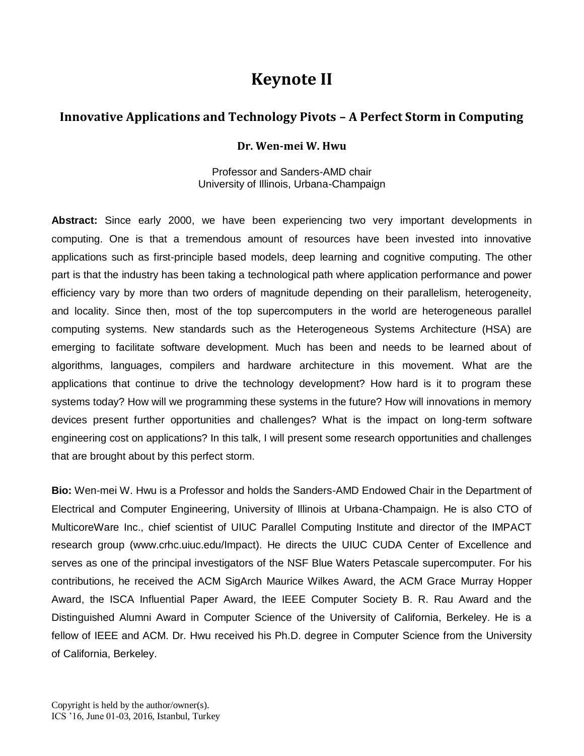# Keynote II

## Innovative Applications and Technology Pivots – A Perfect Storm in Computing

**Dr. Wen-mei W. Hwu**

Professor and Sanders-AMD chair
University of Illinois, Urbana-Champaign

**Abstract:** Since early 2000, we have been experiencing two very important developments in computing. One is that a tremendous amount of resources have been invested into innovative applications such as first-principle based models, deep learning and cognitive computing. The other part is that the industry has been taking a technological path where application performance and power efficiency vary by more than two orders of magnitude depending on their parallelism, heterogeneity, and locality. Since then, most of the top supercomputers in the world are heterogeneous parallel computing systems. New standards such as the Heterogeneous Systems Architecture (HSA) are emerging to facilitate software development. Much has been and needs to be learned about of algorithms, languages, compilers and hardware architecture in this movement. What are the applications that continue to drive the technology development? How hard is it to program these systems today? How will we programming these systems in the future? How will innovations in memory devices present further opportunities and challenges? What is the impact on long-term software engineering cost on applications? In this talk, I will present some research opportunities and challenges that are brought about by this perfect storm.

**Bio:** Wen-mei W. Hwu is a Professor and holds the Sanders-AMD Endowed Chair in the Department of Electrical and Computer Engineering, University of Illinois at Urbana-Champaign. He is also CTO of MulticoreWare Inc., chief scientist of UIUC Parallel Computing Institute and director of the IMPACT research group (www.crhc.uiuc.edu/Impact). He directs the UIUC CUDA Center of Excellence and serves as one of the principal investigators of the NSF Blue Waters Petascale supercomputer. For his contributions, he received the ACM SigArch Maurice Wilkes Award, the ACM Grace Murray Hopper Award, the ISCA Influential Paper Award, the IEEE Computer Society B. R. Rau Award and the Distinguished Alumni Award in Computer Science of the University of California, Berkeley. He is a fellow of IEEE and ACM. Dr. Hwu received his Ph.D. degree in Computer Science from the University of California, Berkeley.

Copyright is held by the author/owner(s).
ICS '16, June 01-03, 2016, Istanbul, Turkey